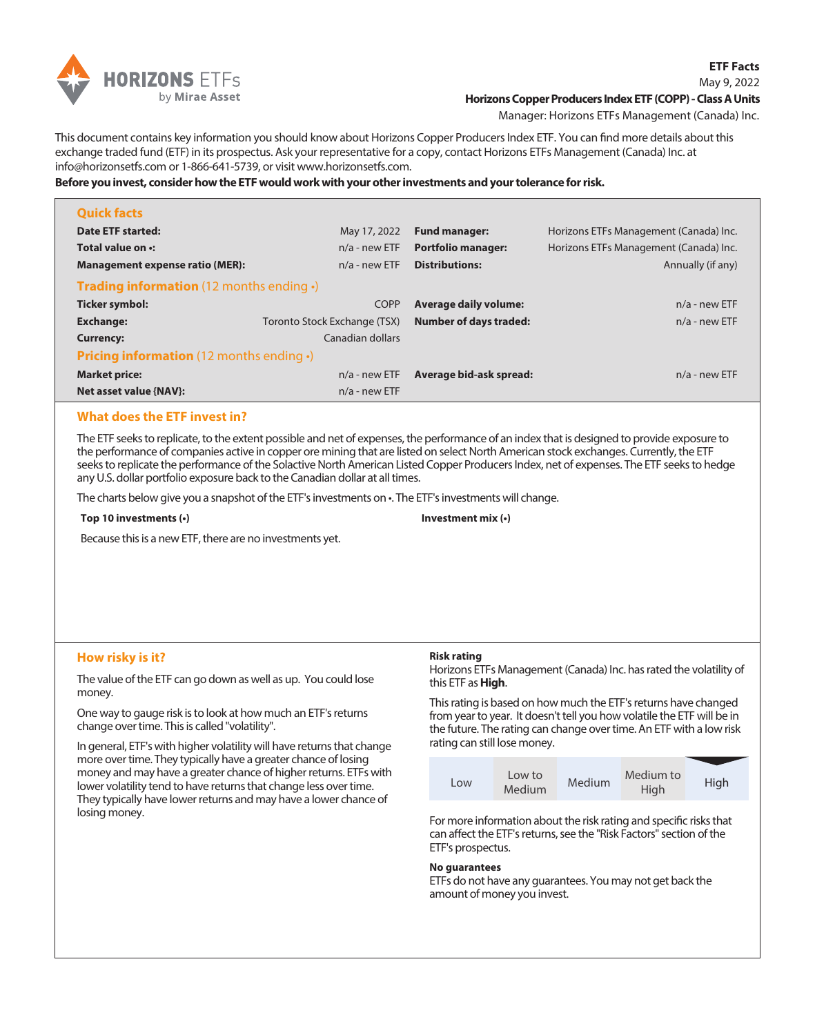**ETF Facts**

May 9, 2022

**Horizons Copper Producers Index ETF (COPP) - Class A Units**

Manager: Horizons ETFs Management (Canada) Inc.

This document contains key information you should know about Horizons Copper Producers Index ETF. You can find more details about this exchange traded fund (ETF) in its prospectus. Ask your representative for a copy, contact Horizons ETFs Management (Canada) Inc. at info@horizonsetfs.com or 1-866-641-5739, or visit www.horizonsetfs.com.

**Before you invest, consider how the ETF would work with your other investments and your tolerance for risk.**

## Quick facts

| | | | |
|---|---|---|---|
| **Date ETF started:** | May 17, 2022 | **Fund manager:** | Horizons ETFs Management (Canada) Inc. |
| **Total value on •:** | n/a - new ETF | **Portfolio manager:** | Horizons ETFs Management (Canada) Inc. |
| **Management expense ratio (MER):** | n/a - new ETF | **Distributions:** | Annually (if any) |

## Trading information (12 months ending •)

| | | | |
|---|---|---|---|
| **Ticker symbol:** | COPP | **Average daily volume:** | n/a - new ETF |
| **Exchange:** | Toronto Stock Exchange (TSX) | **Number of days traded:** | n/a - new ETF |
| **Currency:** | Canadian dollars | | |

## Pricing information (12 months ending •)

| | | | |
|---|---|---|---|
| **Market price:** | n/a - new ETF | **Average bid-ask spread:** | n/a - new ETF |
| **Net asset value {NAV}:** | n/a - new ETF | | |

## What does the ETF invest in?

The ETF seeks to replicate, to the extent possible and net of expenses, the performance of an index that is designed to provide exposure to the performance of companies active in copper ore mining that are listed on select North American stock exchanges. Currently, the ETF seeks to replicate the performance of the Solactive North American Listed Copper Producers Index, net of expenses. The ETF seeks to hedge any U.S. dollar portfolio exposure back to the Canadian dollar at all times.

The charts below give you a snapshot of the ETF's investments on •. The ETF's investments will change.

**Top 10 investments (•)**

Because this is a new ETF, there are no investments yet.

**Investment mix (•)**

## How risky is it?

The value of the ETF can go down as well as up. You could lose money.

One way to gauge risk is to look at how much an ETF's returns change over time. This is called "volatility".

In general, ETF's with higher volatility will have returns that change more over time. They typically have a greater chance of losing money and may have a greater chance of higher returns. ETFs with lower volatility tend to have returns that change less over time. They typically have lower returns and may have a lower chance of losing money.

**Risk rating**

Horizons ETFs Management (Canada) Inc. has rated the volatility of this ETF as **High**.

This rating is based on how much the ETF's returns have changed from year to year. It doesn't tell you how volatile the ETF will be in the future. The rating can change over time. An ETF with a low risk rating can still lose money.

| Low | Low to Medium | Medium | Medium to High | **High** |
|---|---|---|---|---|

For more information about the risk rating and specific risks that can affect the ETF's returns, see the "Risk Factors" section of the ETF's prospectus.

**No guarantees**

ETFs do not have any guarantees. You may not get back the amount of money you invest.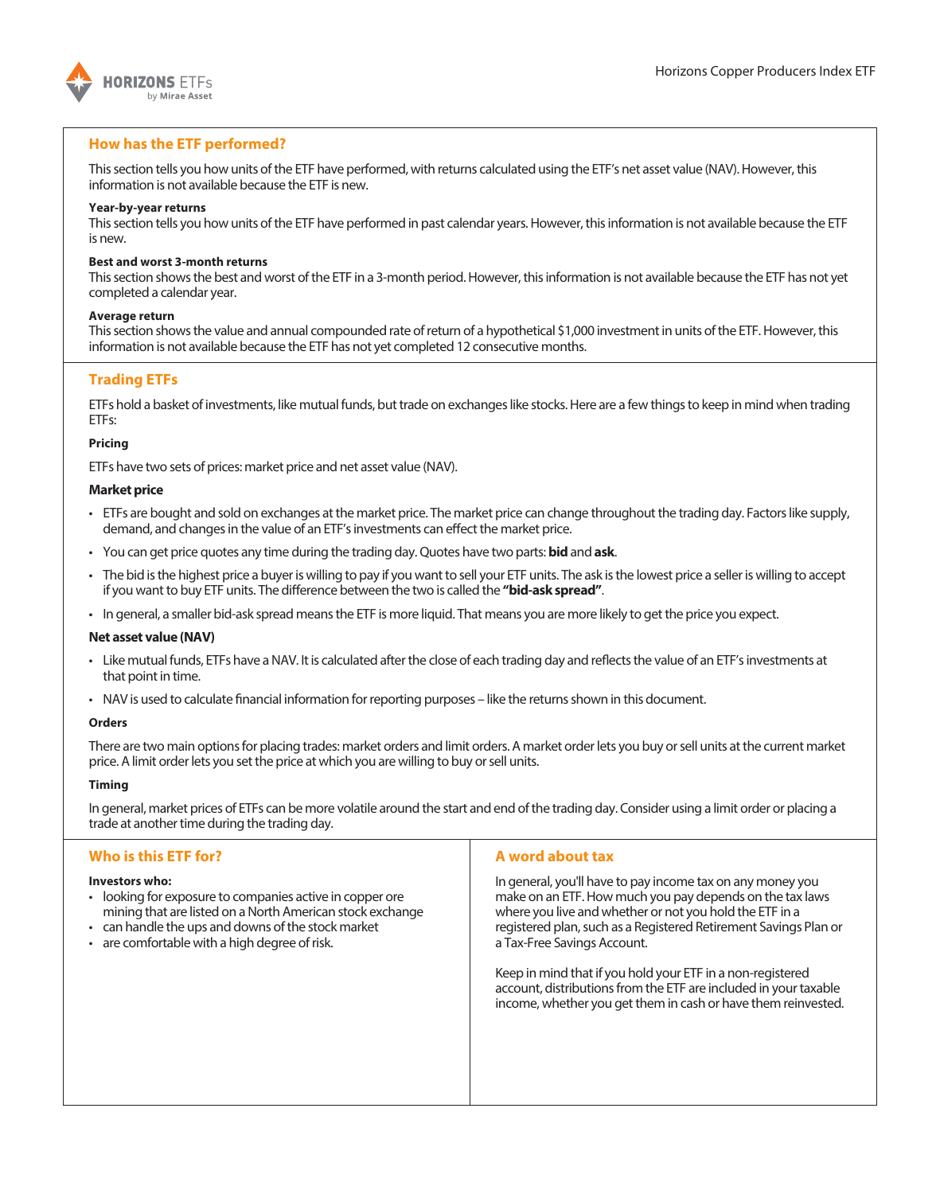## How has the ETF performed?

This section tells you how units of the ETF have performed, with returns calculated using the ETF's net asset value (NAV). However, this information is not available because the ETF is new.

**Year-by-year returns**

This section tells you how units of the ETF have performed in past calendar years. However, this information is not available because the ETF is new.

**Best and worst 3-month returns**

This section shows the best and worst of the ETF in a 3-month period. However, this information is not available because the ETF has not yet completed a calendar year.

**Average return**

This section shows the value and annual compounded rate of return of a hypothetical $1,000 investment in units of the ETF. However, this information is not available because the ETF has not yet completed 12 consecutive months.

## Trading ETFs

ETFs hold a basket of investments, like mutual funds, but trade on exchanges like stocks. Here are a few things to keep in mind when trading ETFs:

**Pricing**

ETFs have two sets of prices: market price and net asset value (NAV).

**Market price**

- ETFs are bought and sold on exchanges at the market price. The market price can change throughout the trading day. Factors like supply, demand, and changes in the value of an ETF's investments can effect the market price.
- You can get price quotes any time during the trading day. Quotes have two parts: **bid** and **ask**.
- The bid is the highest price a buyer is willing to pay if you want to sell your ETF units. The ask is the lowest price a seller is willing to accept if you want to buy ETF units. The difference between the two is called the **"bid-ask spread"**.
- In general, a smaller bid-ask spread means the ETF is more liquid. That means you are more likely to get the price you expect.

**Net asset value (NAV)**

- Like mutual funds, ETFs have a NAV. It is calculated after the close of each trading day and reflects the value of an ETF's investments at that point in time.
- NAV is used to calculate financial information for reporting purposes – like the returns shown in this document.

**Orders**

There are two main options for placing trades: market orders and limit orders. A market order lets you buy or sell units at the current market price. A limit order lets you set the price at which you are willing to buy or sell units.

**Timing**

In general, market prices of ETFs can be more volatile around the start and end of the trading day. Consider using a limit order or placing a trade at another time during the trading day.

## Who is this ETF for?

**Investors who:**

- looking for exposure to companies active in copper ore mining that are listed on a North American stock exchange
- can handle the ups and downs of the stock market
- are comfortable with a high degree of risk.

## A word about tax

In general, you'll have to pay income tax on any money you make on an ETF. How much you pay depends on the tax laws where you live and whether or not you hold the ETF in a registered plan, such as a Registered Retirement Savings Plan or a Tax-Free Savings Account.

Keep in mind that if you hold your ETF in a non-registered account, distributions from the ETF are included in your taxable income, whether you get them in cash or have them reinvested.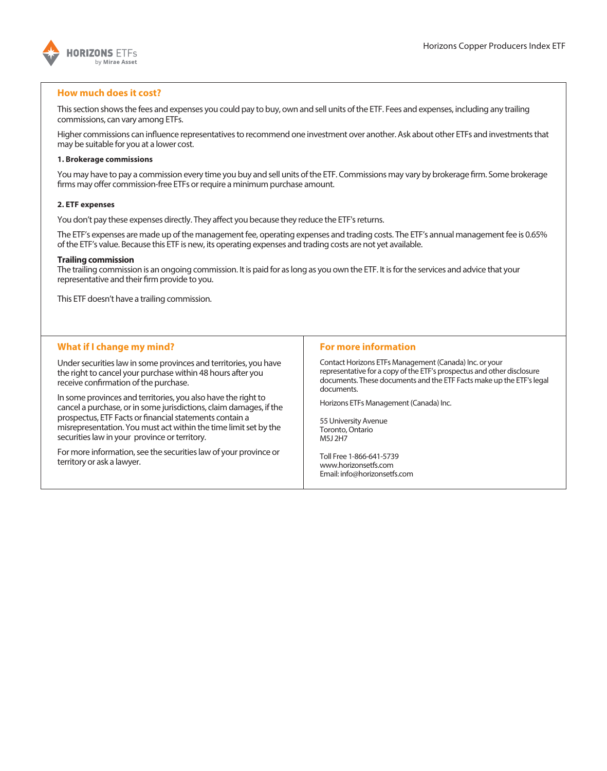## How much does it cost?

This section shows the fees and expenses you could pay to buy, own and sell units of the ETF. Fees and expenses, including any trailing commissions, can vary among ETFs.

Higher commissions can influence representatives to recommend one investment over another. Ask about other ETFs and investments that may be suitable for you at a lower cost.

#### 1. Brokerage commissions

You may have to pay a commission every time you buy and sell units of the ETF. Commissions may vary by brokerage firm. Some brokerage firms may offer commission-free ETFs or require a minimum purchase amount.

#### 2. ETF expenses

You don't pay these expenses directly. They affect you because they reduce the ETF's returns.

The ETF's expenses are made up of the management fee, operating expenses and trading costs. The ETF's annual management fee is 0.65% of the ETF's value. Because this ETF is new, its operating expenses and trading costs are not yet available.

**Trailing commission**
The trailing commission is an ongoing commission. It is paid for as long as you own the ETF. It is for the services and advice that your representative and their firm provide to you.

This ETF doesn't have a trailing commission.

## What if I change my mind?

Under securities law in some provinces and territories, you have the right to cancel your purchase within 48 hours after you receive confirmation of the purchase.

In some provinces and territories, you also have the right to cancel a purchase, or in some jurisdictions, claim damages, if the prospectus, ETF Facts or financial statements contain a misrepresentation. You must act within the time limit set by the securities law in your province or territory.

For more information, see the securities law of your province or territory or ask a lawyer.

## For more information

Contact Horizons ETFs Management (Canada) Inc. or your representative for a copy of the ETF's prospectus and other disclosure documents. These documents and the ETF Facts make up the ETF's legal documents.

Horizons ETFs Management (Canada) Inc.

55 University Avenue
Toronto, Ontario
M5J 2H7

Toll Free 1-866-641-5739
www.horizonsetfs.com
Email: info@horizonsetfs.com